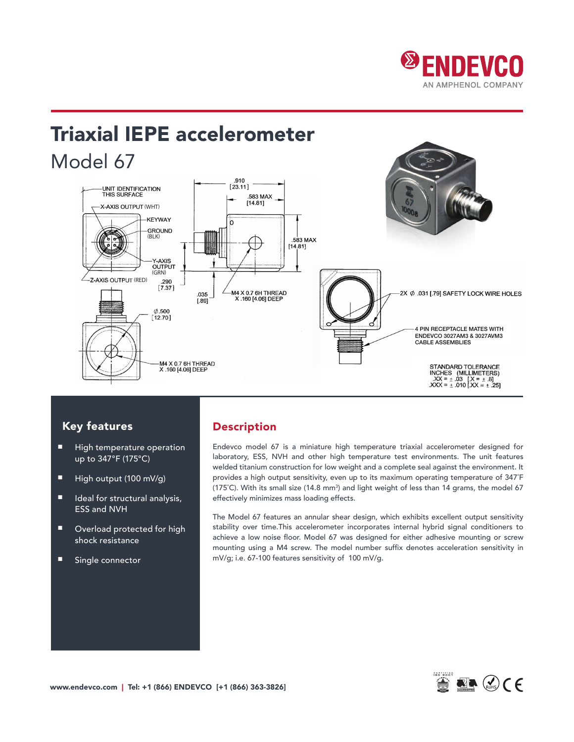# Triaxial IEPE accelerometer

## Model 67

UNIT IDENTIFICATION THIS SURFACE

X-AXIS OUTPUT (WHT)

KEYWAY

GROUND (BLK)

Y-AXIS OUTPUT (GRN)

Z-AXIS OUTPUT (RED)

.910 [23.11]

.583 MAX [14.81]

.583 MAX [14.81]

.290 [7.37]

.035 [.89]

M4 X 0.7 6H THREAD X .160 [4.06] DEEP

Ø.500 [12.70]

M4 X 0.7 6H THREAD X .160 [4.06] DEEP

2X Ø .031 [.79] SAFETY LOCK WIRE HOLES

4 PIN RECEPTACLE MATES WITH ENDEVCO 3027AM3 & 3027AVM3 CABLE ASSEMBLIES

STANDARD TOLERANCE
INCHES (MILLIMETERS)
.XX = ± .03 [.X = ± .8]
.XXX = ± .010 [.XX = ± .25]

### Key features

- High temperature operation up to 347°F (175°C)
- High output (100 mV/g)
- Ideal for structural analysis, ESS and NVH
- Overload protected for high shock resistance
- Single connector

### Description

Endevco model 67 is a miniature high temperature triaxial accelerometer designed for laboratory, ESS, NVH and other high temperature test environments. The unit features welded titanium construction for low weight and a complete seal against the environment. It provides a high output sensitivity, even up to its maximum operating temperature of 347˚F (175˚C). With its small size (14.8 mm$^3$) and light weight of less than 14 grams, the model 67 effectively minimizes mass loading effects.

The Model 67 features an annular shear design, which exhibits excellent output sensitivity stability over time.This accelerometer incorporates internal hybrid signal conditioners to achieve a low noise floor. Model 67 was designed for either adhesive mounting or screw mounting using a M4 screw. The model number suffix denotes acceleration sensitivity in mV/g; i.e. 67-100 features sensitivity of 100 mV/g.

www.endevco.com | Tel: +1 (866) ENDEVCO [+1 (866) 363-3826]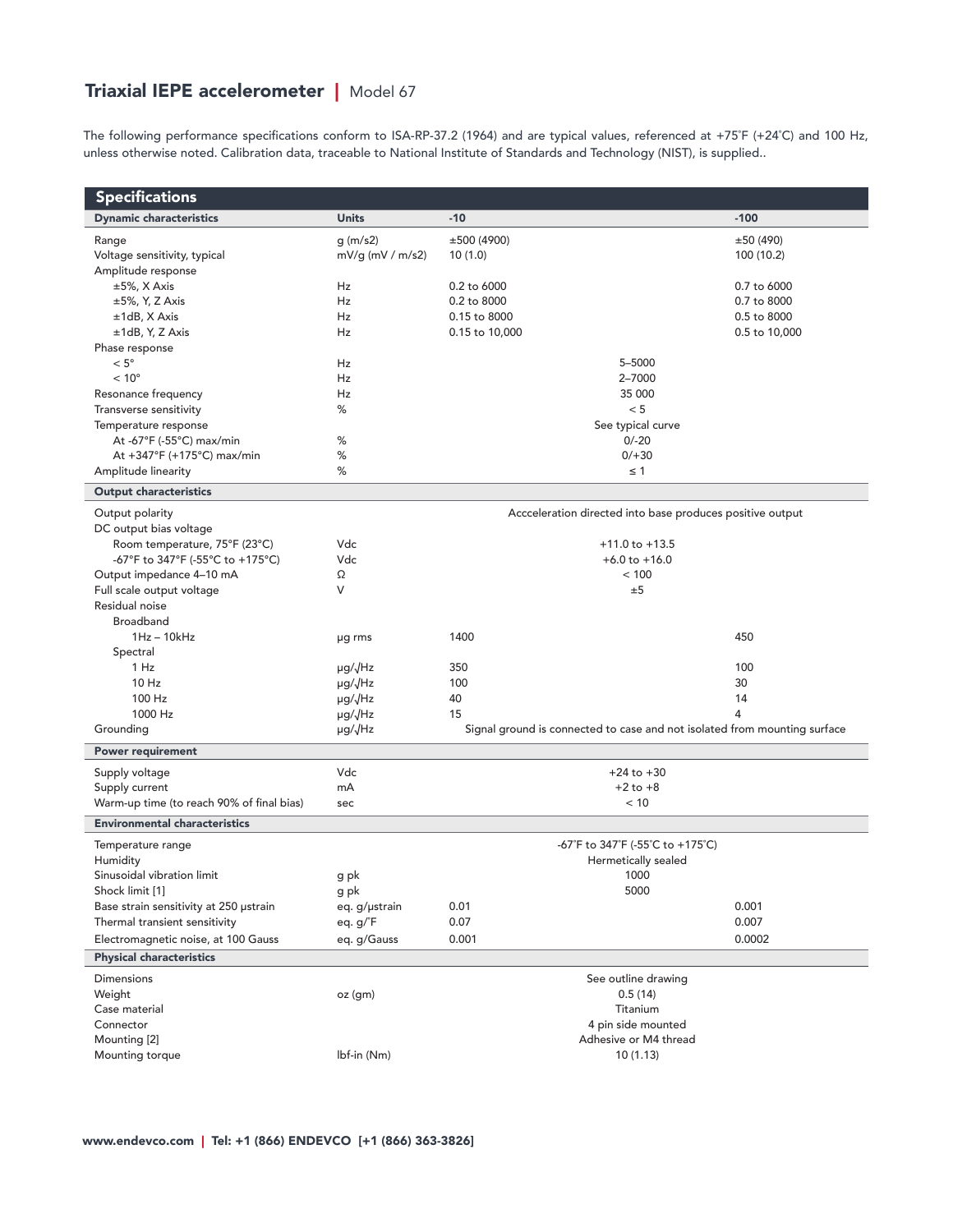# Triaxial IEPE accelerometer | Model 67

The following performance specifications conform to ISA-RP-37.2 (1964) and are typical values, referenced at +75˚F (+24˚C) and 100 Hz, unless otherwise noted. Calibration data, traceable to National Institute of Standards and Technology (NIST), is supplied..

## Specifications

| Dynamic characteristics | Units | -10 | -100 |
|---|---|---|---|
| Range | g (m/s2) | ±500 (4900) | ±50 (490) |
| Voltage sensitivity, typical | mV/g (mV / m/s2) | 10 (1.0) | 100 (10.2) |
| Amplitude response | | | |
| ±5%, X Axis | Hz | 0.2 to 6000 | 0.7 to 6000 |
| ±5%, Y, Z Axis | Hz | 0.2 to 8000 | 0.7 to 8000 |
| ±1dB, X Axis | Hz | 0.15 to 8000 | 0.5 to 8000 |
| ±1dB, Y, Z Axis | Hz | 0.15 to 10,000 | 0.5 to 10,000 |
| Phase response | | | |
| < 5° | Hz | 5–5000 | |
| < 10° | Hz | 2–7000 | |
| Resonance frequency | Hz | 35 000 | |
| Transverse sensitivity | % | < 5 | |
| Temperature response | | See typical curve | |
| At -67°F (-55°C) max/min | % | 0/-20 | |
| At +347°F (+175°C) max/min | % | 0/+30 | |
| Amplitude linearity | % | ≤ 1 | |
| **Output characteristics** | | | |
| Output polarity | | Accceleration directed into base produces positive output | |
| DC output bias voltage | | | |
| Room temperature, 75°F (23°C) | Vdc | +11.0 to +13.5 | |
| -67°F to 347°F (-55°C to +175°C) | Vdc | +6.0 to +16.0 | |
| Output impedance 4–10 mA | Ω | < 100 | |
| Full scale output voltage | V | ±5 | |
| Residual noise | | | |
| Broadband | | | |
| 1Hz – 10kHz | µg rms | 1400 | 450 |
| Spectral | | | |
| 1 Hz | µg/√Hz | 350 | 100 |
| 10 Hz | µg/√Hz | 100 | 30 |
| 100 Hz | µg/√Hz | 40 | 14 |
| 1000 Hz | µg/√Hz | 15 | 4 |
| Grounding | µg/√Hz | Signal ground is connected to case and not isolated from mounting surface | |
| **Power requirement** | | | |
| Supply voltage | Vdc | +24 to +30 | |
| Supply current | mA | +2 to +8 | |
| Warm-up time (to reach 90% of final bias) | sec | < 10 | |
| **Environmental characteristics** | | | |
| Temperature range | | -67˚F to 347˚F (-55˚C to +175˚C) | |
| Humidity | | Hermetically sealed | |
| Sinusoidal vibration limit | g pk | 1000 | |
| Shock limit [1] | g pk | 5000 | |
| Base strain sensitivity at 250 µstrain | eq. g/µstrain | 0.01 | 0.001 |
| Thermal transient sensitivity | eq. g/˚F | 0.07 | 0.007 |
| Electromagnetic noise, at 100 Gauss | eq. g/Gauss | 0.001 | 0.0002 |
| **Physical characteristics** | | | |
| Dimensions | | See outline drawing | |
| Weight | oz (gm) | 0.5 (14) | |
| Case material | | Titanium | |
| Connector | | 4 pin side mounted | |
| Mounting [2] | | Adhesive or M4 thread | |
| Mounting torque | lbf-in (Nm) | 10 (1.13) | |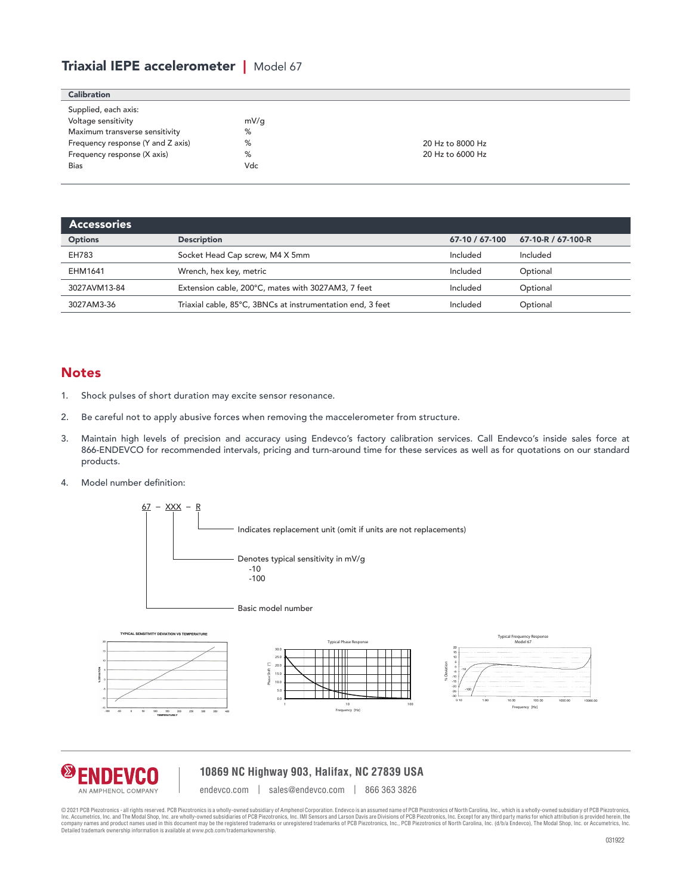# Triaxial IEPE accelerometer | Model 67

## Calibration

| | | |
|---|---|---|
| Supplied, each axis: | | |
| Voltage sensitivity | mV/g | |
| Maximum transverse sensitivity | % | |
| Frequency response (Y and Z axis) | % | 20 Hz to 8000 Hz |
| Frequency response (X axis) | % | 20 Hz to 6000 Hz |
| Bias | Vdc | |

## Accessories

| Options | Description | 67-10 / 67-100 | 67-10-R / 67-100-R |
|---|---|---|---|
| EH783 | Socket Head Cap screw, M4 X 5mm | Included | Included |
| EHM1641 | Wrench, hex key, metric | Included | Optional |
| 3027AVM13-84 | Extension cable, 200°C, mates with 3027AM3, 7 feet | Included | Optional |
| 3027AM3-36 | Triaxial cable, 85°C, 3BNCs at instrumentation end, 3 feet | Included | Optional |

## Notes

1. Shock pulses of short duration may excite sensor resonance.
2. Be careful not to apply abusive forces when removing the maccelerometer from structure.
3. Maintain high levels of precision and accuracy using Endevco's factory calibration services. Call Endevco's inside sales force at 866-ENDEVCO for recommended intervals, pricing and turn-around time for these services as well as for quotations on our standard products.
4. Model number definition:

67 – XXX – R

- R: Indicates replacement unit (omit if units are not replacements)
- XXX: Denotes typical sensitivity in mV/g
  - -10
  - -100
- 67: Basic model number

TYPICAL SENSITIVITY DEVIATION VS TEMPERATURE

% DEVIATION

TEMPERATURE F

Typical Phase Response

Phase Shift (°)

Frequency (Hz)

Typical Frequency Response
Model 67

% Deviation

Frequency (Hz)

ENDEVCO
AN AMPHENOL COMPANY

10869 NC Highway 903, Halifax, NC 27839 USA

endevco.com | sales@endevco.com | 866 363 3826

© 2021 PCB Piezotronics - all rights reserved. PCB Piezotronics is a wholly-owned subsidiary of Amphenol Corporation. Endevco is an assumed name of PCB Piezotronics of North Carolina, Inc., which is a wholly-owned subsidiary of PCB Piezotronics, Inc. Accumetrics, Inc. and The Modal Shop, Inc. are wholly-owned subsidiaries of PCB Piezotronics, Inc. IMI Sensors and Larson Davis are Divisions of PCB Piezotronics, Inc. Except for any third party marks for which attribution is provided herein, the company names and product names used in this document may be the registered trademarks or unregistered trademarks of PCB Piezotronics, Inc., PCB Piezotronics of North Carolina, Inc. (d/b/a Endevco), The Modal Shop, Inc. or Accumetrics, Inc. Detailed trademark ownership information is available at www.pcb.com/trademarkownership.

031922